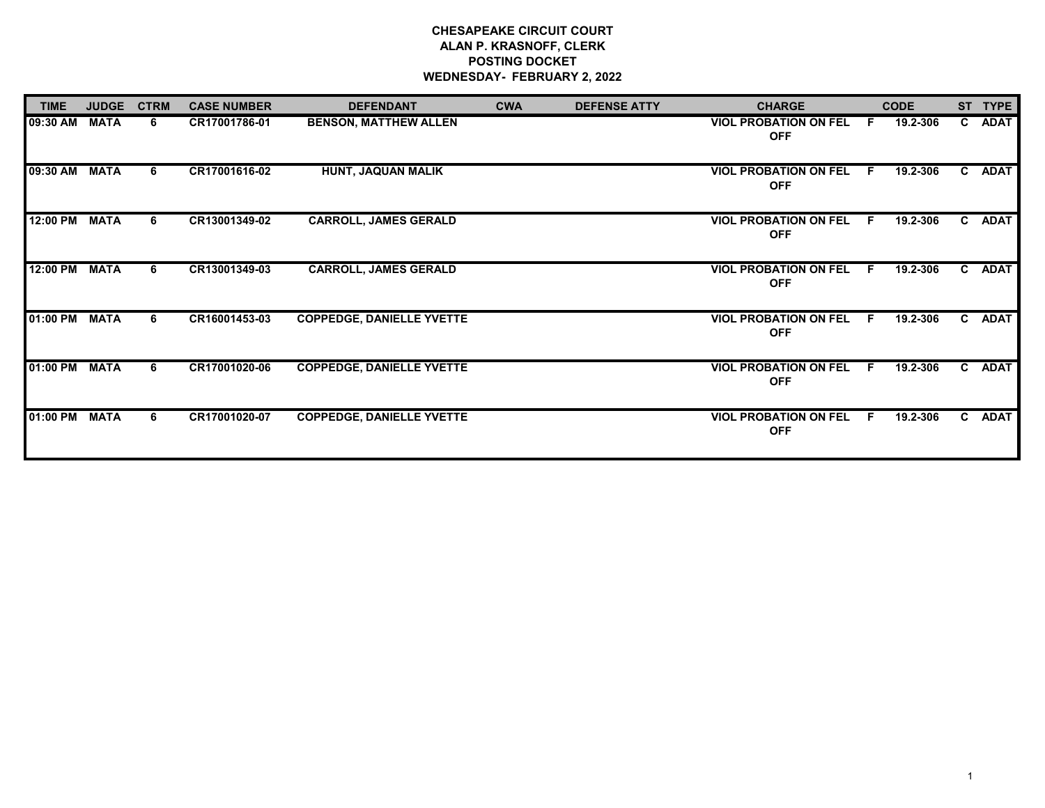**CHESAPEAKE CIRCUIT COURT**
**ALAN P. KRASNOFF, CLERK**
**POSTING DOCKET**
**WEDNESDAY- FEBRUARY 2, 2022**

| TIME | JUDGE | CTRM | CASE NUMBER | DEFENDANT | CWA | DEFENSE ATTY | CHARGE | | CODE | ST | TYPE |
|---|---|---|---|---|---|---|---|---|---|---|---|
| 09:30 AM | MATA | 6 | CR17001786-01 | BENSON, MATTHEW ALLEN | | | VIOL PROBATION ON FEL OFF | F | 19.2-306 | C | ADAT |
| 09:30 AM | MATA | 6 | CR17001616-02 | HUNT, JAQUAN MALIK | | | VIOL PROBATION ON FEL OFF | F | 19.2-306 | C | ADAT |
| 12:00 PM | MATA | 6 | CR13001349-02 | CARROLL, JAMES GERALD | | | VIOL PROBATION ON FEL OFF | F | 19.2-306 | C | ADAT |
| 12:00 PM | MATA | 6 | CR13001349-03 | CARROLL, JAMES GERALD | | | VIOL PROBATION ON FEL OFF | F | 19.2-306 | C | ADAT |
| 01:00 PM | MATA | 6 | CR16001453-03 | COPPEDGE, DANIELLE YVETTE | | | VIOL PROBATION ON FEL OFF | F | 19.2-306 | C | ADAT |
| 01:00 PM | MATA | 6 | CR17001020-06 | COPPEDGE, DANIELLE YVETTE | | | VIOL PROBATION ON FEL OFF | F | 19.2-306 | C | ADAT |
| 01:00 PM | MATA | 6 | CR17001020-07 | COPPEDGE, DANIELLE YVETTE | | | VIOL PROBATION ON FEL OFF | F | 19.2-306 | C | ADAT |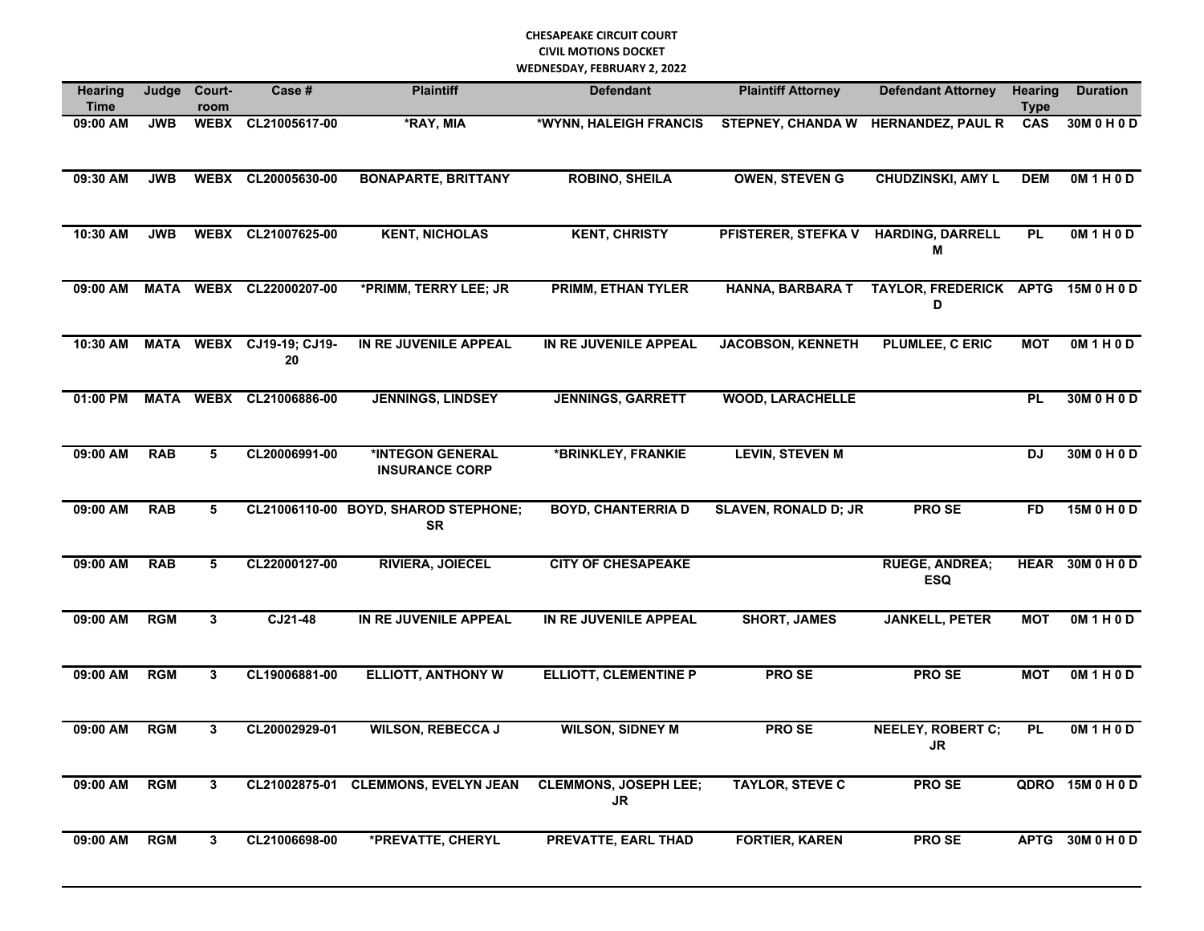**CHESAPEAKE CIRCUIT COURT**
**CIVIL MOTIONS DOCKET**
**WEDNESDAY, FEBRUARY 2, 2022**

| Hearing Time | Judge | Court-room | Case # | Plaintiff | Defendant | Plaintiff Attorney | Defendant Attorney | Hearing Type | Duration |
|---|---|---|---|---|---|---|---|---|---|
| 09:00 AM | JWB | WEBX | CL21005617-00 | *RAY, MIA | *WYNN, HALEIGH FRANCIS | STEPNEY, CHANDA W | HERNANDEZ, PAUL R | CAS | 30M 0 H 0 D |
| 09:30 AM | JWB | WEBX | CL20005630-00 | BONAPARTE, BRITTANY | ROBINO, SHEILA | OWEN, STEVEN G | CHUDZINSKI, AMY L | DEM | 0M 1 H 0 D |
| 10:30 AM | JWB | WEBX | CL21007625-00 | KENT, NICHOLAS | KENT, CHRISTY | PFISTERER, STEFKA V | HARDING, DARRELL M | PL | 0M 1 H 0 D |
| 09:00 AM | MATA | WEBX | CL22000207-00 | *PRIMM, TERRY LEE; JR | PRIMM, ETHAN TYLER | HANNA, BARBARA T | TAYLOR, FREDERICK D | APTG | 15M 0 H 0 D |
| 10:30 AM | MATA | WEBX | CJ19-19; CJ19-20 | IN RE JUVENILE APPEAL | IN RE JUVENILE APPEAL | JACOBSON, KENNETH | PLUMLEE, C ERIC | MOT | 0M 1 H 0 D |
| 01:00 PM | MATA | WEBX | CL21006886-00 | JENNINGS, LINDSEY | JENNINGS, GARRETT | WOOD, LARACHELLE | | PL | 30M 0 H 0 D |
| 09:00 AM | RAB | 5 | CL20006991-00 | *INTEGON GENERAL INSURANCE CORP | *BRINKLEY, FRANKIE | LEVIN, STEVEN M | | DJ | 30M 0 H 0 D |
| 09:00 AM | RAB | 5 | CL21006110-00 | BOYD, SHAROD STEPHONE; SR | BOYD, CHANTERRIA D | SLAVEN, RONALD D; JR | PRO SE | FD | 15M 0 H 0 D |
| 09:00 AM | RAB | 5 | CL22000127-00 | RIVIERA, JOIECEL | CITY OF CHESAPEAKE | | RUEGE, ANDREA; ESQ | HEAR | 30M 0 H 0 D |
| 09:00 AM | RGM | 3 | CJ21-48 | IN RE JUVENILE APPEAL | IN RE JUVENILE APPEAL | SHORT, JAMES | JANKELL, PETER | MOT | 0M 1 H 0 D |
| 09:00 AM | RGM | 3 | CL19006881-00 | ELLIOTT, ANTHONY W | ELLIOTT, CLEMENTINE P | PRO SE | PRO SE | MOT | 0M 1 H 0 D |
| 09:00 AM | RGM | 3 | CL20002929-01 | WILSON, REBECCA J | WILSON, SIDNEY M | PRO SE | NEELEY, ROBERT C; JR | PL | 0M 1 H 0 D |
| 09:00 AM | RGM | 3 | CL21002875-01 | CLEMMONS, EVELYN JEAN | CLEMMONS, JOSEPH LEE; JR | TAYLOR, STEVE C | PRO SE | QDRO | 15M 0 H 0 D |
| 09:00 AM | RGM | 3 | CL21006698-00 | *PREVATTE, CHERYL | PREVATTE, EARL THAD | FORTIER, KAREN | PRO SE | APTG | 30M 0 H 0 D |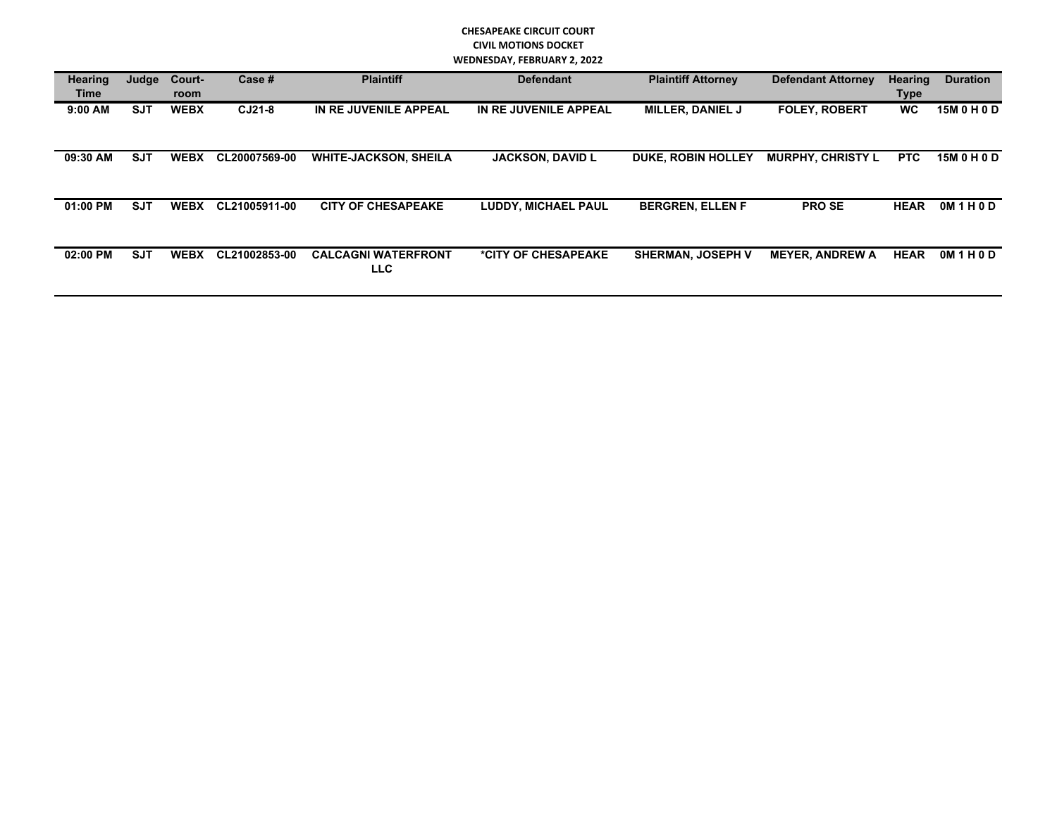**CHESAPEAKE CIRCUIT COURT**
**CIVIL MOTIONS DOCKET**
**WEDNESDAY, FEBRUARY 2, 2022**

| Hearing Time | Judge | Court-room | Case # | Plaintiff | Defendant | Plaintiff Attorney | Defendant Attorney | Hearing Type | Duration |
|---|---|---|---|---|---|---|---|---|---|
| 9:00 AM | SJT | WEBX | CJ21-8 | IN RE JUVENILE APPEAL | IN RE JUVENILE APPEAL | MILLER, DANIEL J | FOLEY, ROBERT | WC | 15M 0 H 0 D |
| 09:30 AM | SJT | WEBX | CL20007569-00 | WHITE-JACKSON, SHEILA | JACKSON, DAVID L | DUKE, ROBIN HOLLEY | MURPHY, CHRISTY L | PTC | 15M 0 H 0 D |
| 01:00 PM | SJT | WEBX | CL21005911-00 | CITY OF CHESAPEAKE | LUDDY, MICHAEL PAUL | BERGREN, ELLEN F | PRO SE | HEAR | 0M 1 H 0 D |
| 02:00 PM | SJT | WEBX | CL21002853-00 | CALCAGNI WATERFRONT LLC | *CITY OF CHESAPEAKE | SHERMAN, JOSEPH V | MEYER, ANDREW A | HEAR | 0M 1 H 0 D |